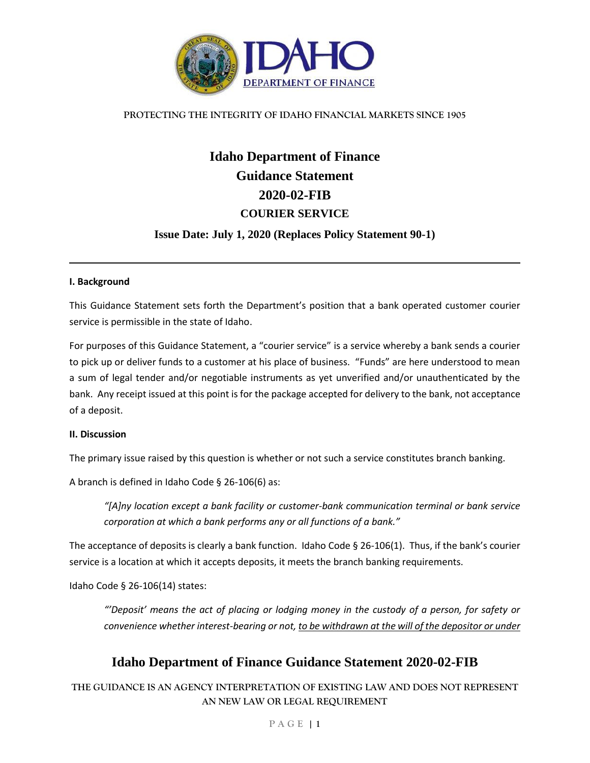PROTECTING THE INTEGRITY OF IDAHO FINANCIAL MARKETS SINCE 1905

# Idaho Department of Finance
# Guidance Statement
# 2020-02-FIB
## COURIER SERVICE

**Issue Date: July 1, 2020 (Replaces Policy Statement 90-1)**

---

### I. Background

This Guidance Statement sets forth the Department's position that a bank operated customer courier service is permissible in the state of Idaho.

For purposes of this Guidance Statement, a "courier service" is a service whereby a bank sends a courier to pick up or deliver funds to a customer at his place of business. "Funds" are here understood to mean a sum of legal tender and/or negotiable instruments as yet unverified and/or unauthenticated by the bank. Any receipt issued at this point is for the package accepted for delivery to the bank, not acceptance of a deposit.

### II. Discussion

The primary issue raised by this question is whether or not such a service constitutes branch banking.

A branch is defined in Idaho Code § 26-106(6) as:

> *"[A]ny location except a bank facility or customer-bank communication terminal or bank service corporation at which a bank performs any or all functions of a bank."*

The acceptance of deposits is clearly a bank function. Idaho Code § 26-106(1). Thus, if the bank's courier service is a location at which it accepts deposits, it meets the branch banking requirements.

Idaho Code § 26-106(14) states:

> *"'Deposit' means the act of placing or lodging money in the custody of a person, for safety or convenience whether interest-bearing or not, <u>to be withdrawn at the will of the depositor or under</u>*

**Idaho Department of Finance Guidance Statement 2020-02-FIB**

THE GUIDANCE IS AN AGENCY INTERPRETATION OF EXISTING LAW AND DOES NOT REPRESENT AN NEW LAW OR LEGAL REQUIREMENT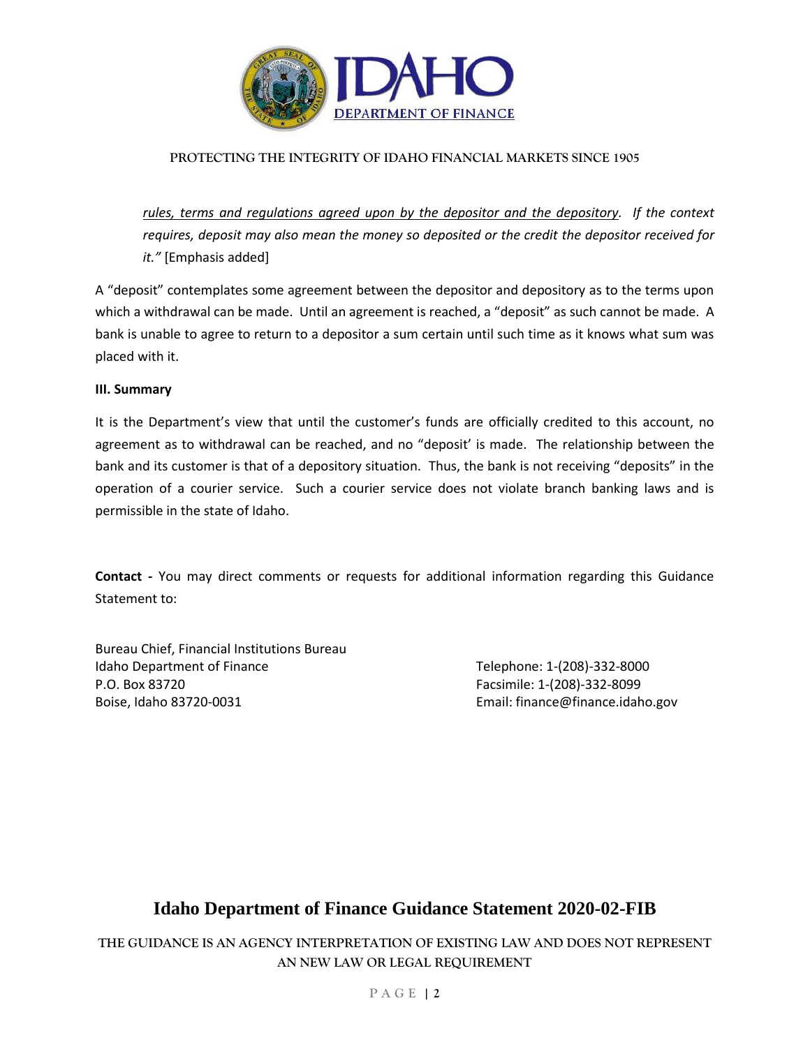*<u>rules, terms and regulations agreed upon by the depositor and the depository</u>. If the context requires, deposit may also mean the money so deposited or the credit the depositor received for it."* [Emphasis added]

A "deposit" contemplates some agreement between the depositor and depository as to the terms upon which a withdrawal can be made. Until an agreement is reached, a "deposit" as such cannot be made. A bank is unable to agree to return to a depositor a sum certain until such time as it knows what sum was placed with it.

**III. Summary**

It is the Department's view that until the customer's funds are officially credited to this account, no agreement as to withdrawal can be reached, and no "deposit' is made. The relationship between the bank and its customer is that of a depository situation. Thus, the bank is not receiving "deposits" in the operation of a courier service. Such a courier service does not violate branch banking laws and is permissible in the state of Idaho.

**Contact -** You may direct comments or requests for additional information regarding this Guidance Statement to:

Bureau Chief, Financial Institutions Bureau
Idaho Department of Finance
P.O. Box 83720
Boise, Idaho 83720-0031

Telephone: 1-(208)-332-8000
Facsimile: 1-(208)-332-8099
Email: finance@finance.idaho.gov